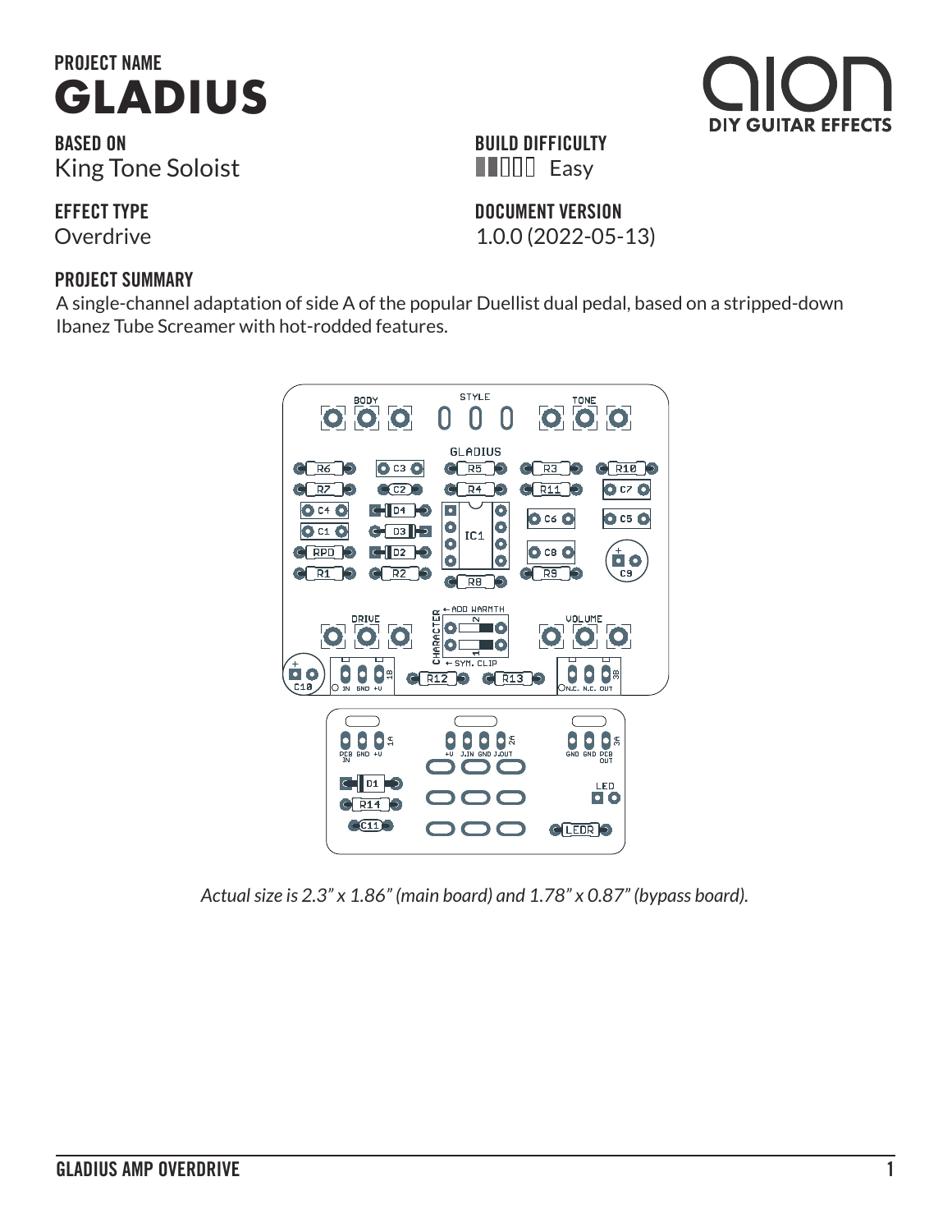# PROJECT NAME
# GLADIUS

**DIY GUITAR EFFECTS**

### BASED ON
King Tone Soloist

### BUILD DIFFICULTY
Easy

### EFFECT TYPE
Overdrive

### DOCUMENT VERSION
1.0.0 (2022-05-13)

### PROJECT SUMMARY
A single-channel adaptation of side A of the popular Duellist dual pedal, based on a stripped-down Ibanez Tube Screamer with hot-rodded features.

*Actual size is 2.3" x 1.86" (main board) and 1.78" x 0.87" (bypass board).*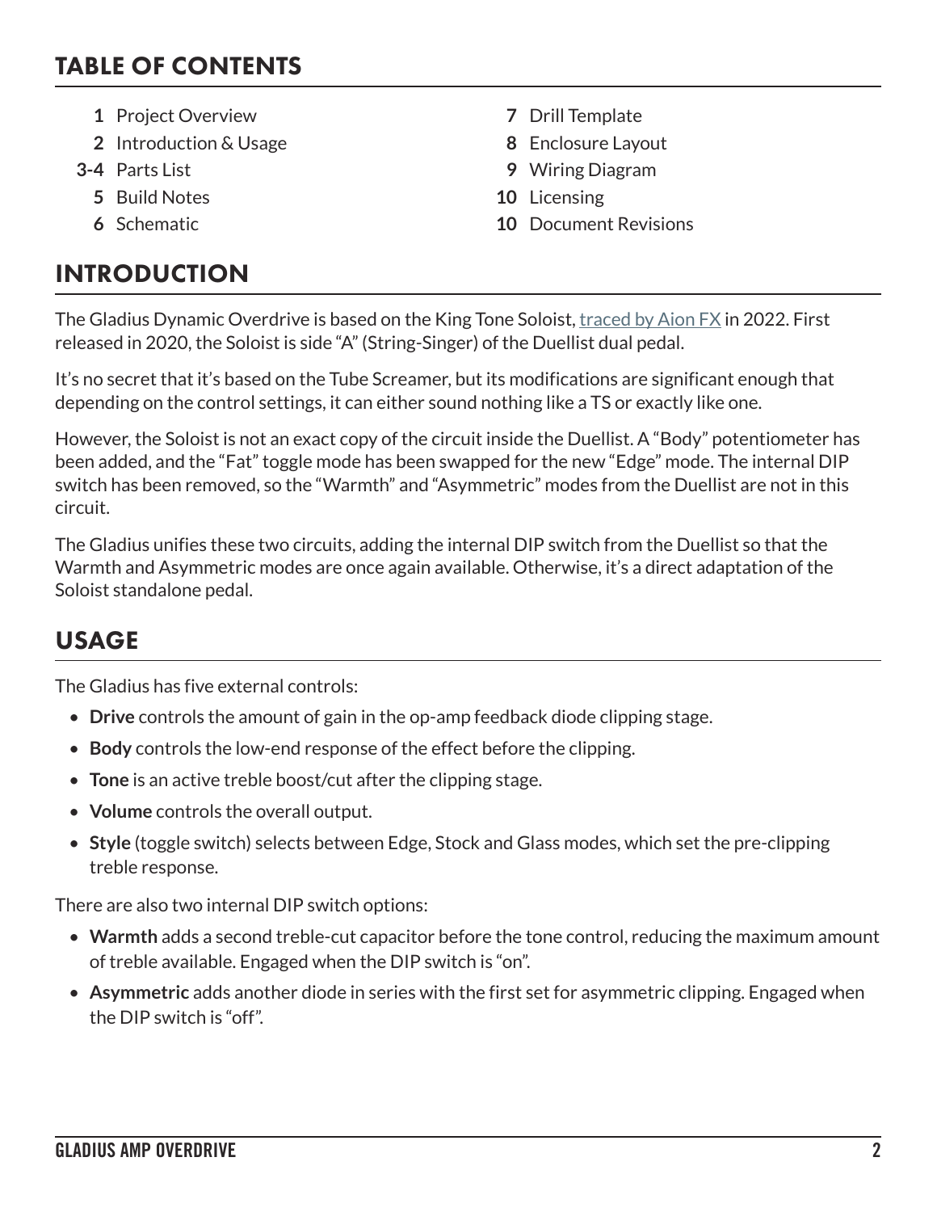## TABLE OF CONTENTS

- **1** Project Overview
- **2** Introduction & Usage
- **3-4** Parts List
- **5** Build Notes
- **6** Schematic
- **7** Drill Template
- **8** Enclosure Layout
- **9** Wiring Diagram
- **10** Licensing
- **10** Document Revisions

## INTRODUCTION

The Gladius Dynamic Overdrive is based on the King Tone Soloist, traced by Aion FX in 2022. First released in 2020, the Soloist is side "A" (String-Singer) of the Duellist dual pedal.

It's no secret that it's based on the Tube Screamer, but its modifications are significant enough that depending on the control settings, it can either sound nothing like a TS or exactly like one.

However, the Soloist is not an exact copy of the circuit inside the Duellist. A "Body" potentiometer has been added, and the "Fat" toggle mode has been swapped for the new "Edge" mode. The internal DIP switch has been removed, so the "Warmth" and "Asymmetric" modes from the Duellist are not in this circuit.

The Gladius unifies these two circuits, adding the internal DIP switch from the Duellist so that the Warmth and Asymmetric modes are once again available. Otherwise, it's a direct adaptation of the Soloist standalone pedal.

## USAGE

The Gladius has five external controls:

- **Drive** controls the amount of gain in the op-amp feedback diode clipping stage.
- **Body** controls the low-end response of the effect before the clipping.
- **Tone** is an active treble boost/cut after the clipping stage.
- **Volume** controls the overall output.
- **Style** (toggle switch) selects between Edge, Stock and Glass modes, which set the pre-clipping treble response.

There are also two internal DIP switch options:

- **Warmth** adds a second treble-cut capacitor before the tone control, reducing the maximum amount of treble available. Engaged when the DIP switch is "on".
- **Asymmetric** adds another diode in series with the first set for asymmetric clipping. Engaged when the DIP switch is "off".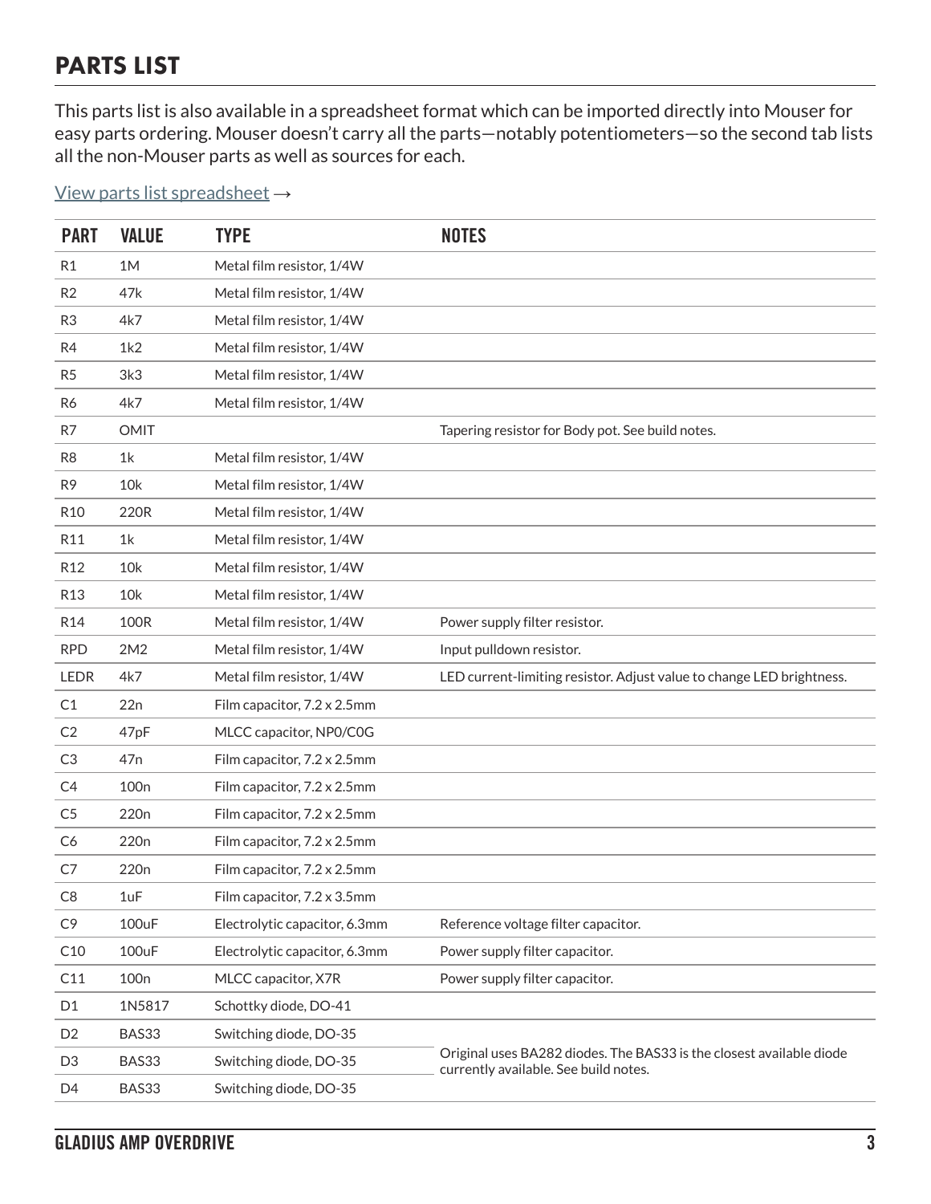## PARTS LIST

This parts list is also available in a spreadsheet format which can be imported directly into Mouser for easy parts ordering. Mouser doesn't carry all the parts—notably potentiometers—so the second tab lists all the non-Mouser parts as well as sources for each.

View parts list spreadsheet →

| PART | VALUE | TYPE | NOTES |
|---|---|---|---|
| R1 | 1M | Metal film resistor, 1/4W | |
| R2 | 47k | Metal film resistor, 1/4W | |
| R3 | 4k7 | Metal film resistor, 1/4W | |
| R4 | 1k2 | Metal film resistor, 1/4W | |
| R5 | 3k3 | Metal film resistor, 1/4W | |
| R6 | 4k7 | Metal film resistor, 1/4W | |
| R7 | OMIT | | Tapering resistor for Body pot. See build notes. |
| R8 | 1k | Metal film resistor, 1/4W | |
| R9 | 10k | Metal film resistor, 1/4W | |
| R10 | 220R | Metal film resistor, 1/4W | |
| R11 | 1k | Metal film resistor, 1/4W | |
| R12 | 10k | Metal film resistor, 1/4W | |
| R13 | 10k | Metal film resistor, 1/4W | |
| R14 | 100R | Metal film resistor, 1/4W | Power supply filter resistor. |
| RPD | 2M2 | Metal film resistor, 1/4W | Input pulldown resistor. |
| LEDR | 4k7 | Metal film resistor, 1/4W | LED current-limiting resistor. Adjust value to change LED brightness. |
| C1 | 22n | Film capacitor, 7.2 x 2.5mm | |
| C2 | 47pF | MLCC capacitor, NP0/C0G | |
| C3 | 47n | Film capacitor, 7.2 x 2.5mm | |
| C4 | 100n | Film capacitor, 7.2 x 2.5mm | |
| C5 | 220n | Film capacitor, 7.2 x 2.5mm | |
| C6 | 220n | Film capacitor, 7.2 x 2.5mm | |
| C7 | 220n | Film capacitor, 7.2 x 2.5mm | |
| C8 | 1uF | Film capacitor, 7.2 x 3.5mm | |
| C9 | 100uF | Electrolytic capacitor, 6.3mm | Reference voltage filter capacitor. |
| C10 | 100uF | Electrolytic capacitor, 6.3mm | Power supply filter capacitor. |
| C11 | 100n | MLCC capacitor, X7R | Power supply filter capacitor. |
| D1 | 1N5817 | Schottky diode, DO-41 | |
| D2 | BAS33 | Switching diode, DO-35 | Original uses BA282 diodes. The BAS33 is the closest available diode currently available. See build notes. |
| D3 | BAS33 | Switching diode, DO-35 | |
| D4 | BAS33 | Switching diode, DO-35 | |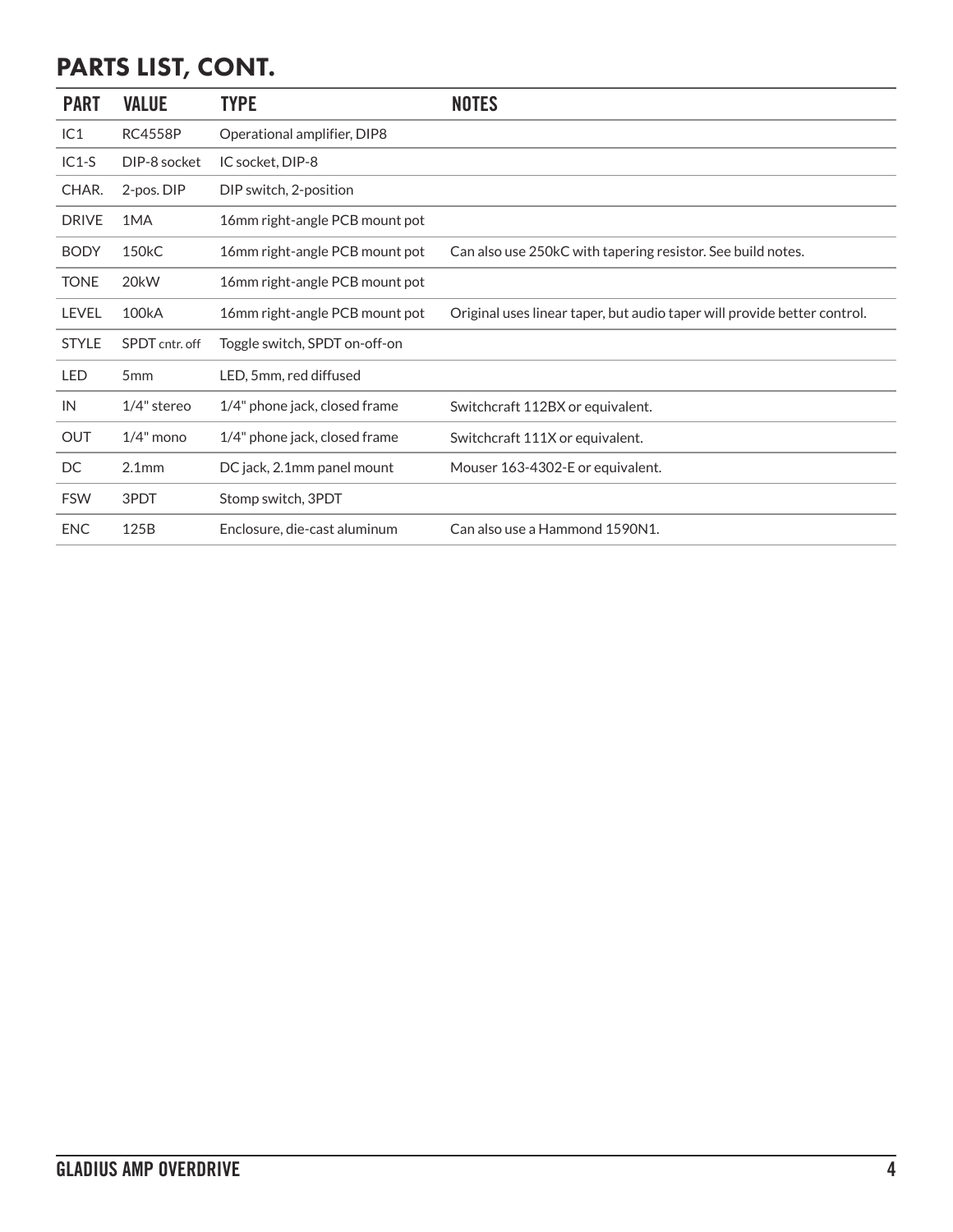## PARTS LIST, CONT.

| PART | VALUE | TYPE | NOTES |
|---|---|---|---|
| IC1 | RC4558P | Operational amplifier, DIP8 | |
| IC1-S | DIP-8 socket | IC socket, DIP-8 | |
| CHAR. | 2-pos. DIP | DIP switch, 2-position | |
| DRIVE | 1MA | 16mm right-angle PCB mount pot | |
| BODY | 150kC | 16mm right-angle PCB mount pot | Can also use 250kC with tapering resistor. See build notes. |
| TONE | 20kW | 16mm right-angle PCB mount pot | |
| LEVEL | 100kA | 16mm right-angle PCB mount pot | Original uses linear taper, but audio taper will provide better control. |
| STYLE | SPDT cntr. off | Toggle switch, SPDT on-off-on | |
| LED | 5mm | LED, 5mm, red diffused | |
| IN | 1/4" stereo | 1/4" phone jack, closed frame | Switchcraft 112BX or equivalent. |
| OUT | 1/4" mono | 1/4" phone jack, closed frame | Switchcraft 111X or equivalent. |
| DC | 2.1mm | DC jack, 2.1mm panel mount | Mouser 163-4302-E or equivalent. |
| FSW | 3PDT | Stomp switch, 3PDT | |
| ENC | 125B | Enclosure, die-cast aluminum | Can also use a Hammond 1590N1. |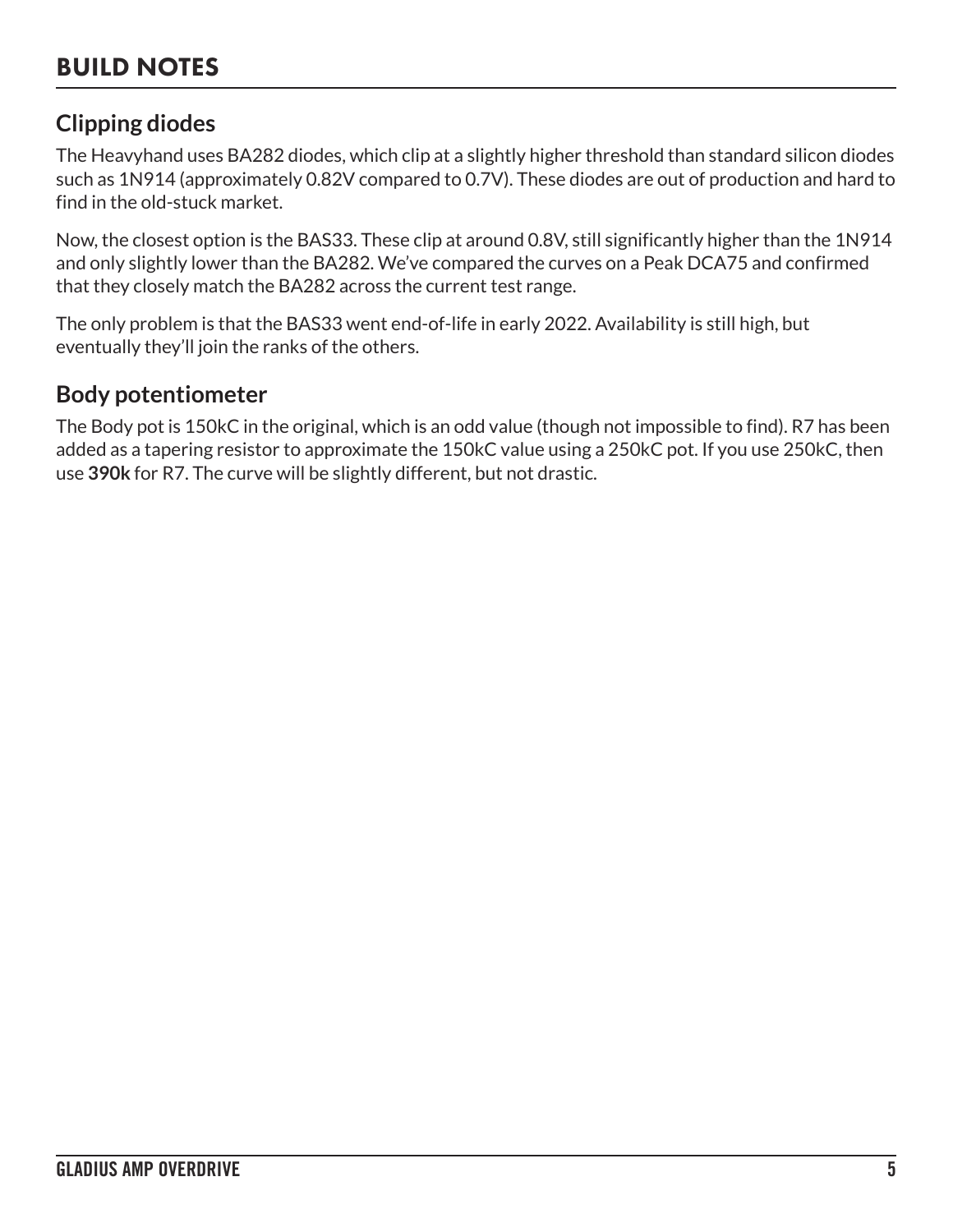# BUILD NOTES

## Clipping diodes

The Heavyhand uses BA282 diodes, which clip at a slightly higher threshold than standard silicon diodes such as 1N914 (approximately 0.82V compared to 0.7V). These diodes are out of production and hard to find in the old-stuck market.

Now, the closest option is the BAS33. These clip at around 0.8V, still significantly higher than the 1N914 and only slightly lower than the BA282. We've compared the curves on a Peak DCA75 and confirmed that they closely match the BA282 across the current test range.

The only problem is that the BAS33 went end-of-life in early 2022. Availability is still high, but eventually they'll join the ranks of the others.

## Body potentiometer

The Body pot is 150kC in the original, which is an odd value (though not impossible to find). R7 has been added as a tapering resistor to approximate the 150kC value using a 250kC pot. If you use 250kC, then use **390k** for R7. The curve will be slightly different, but not drastic.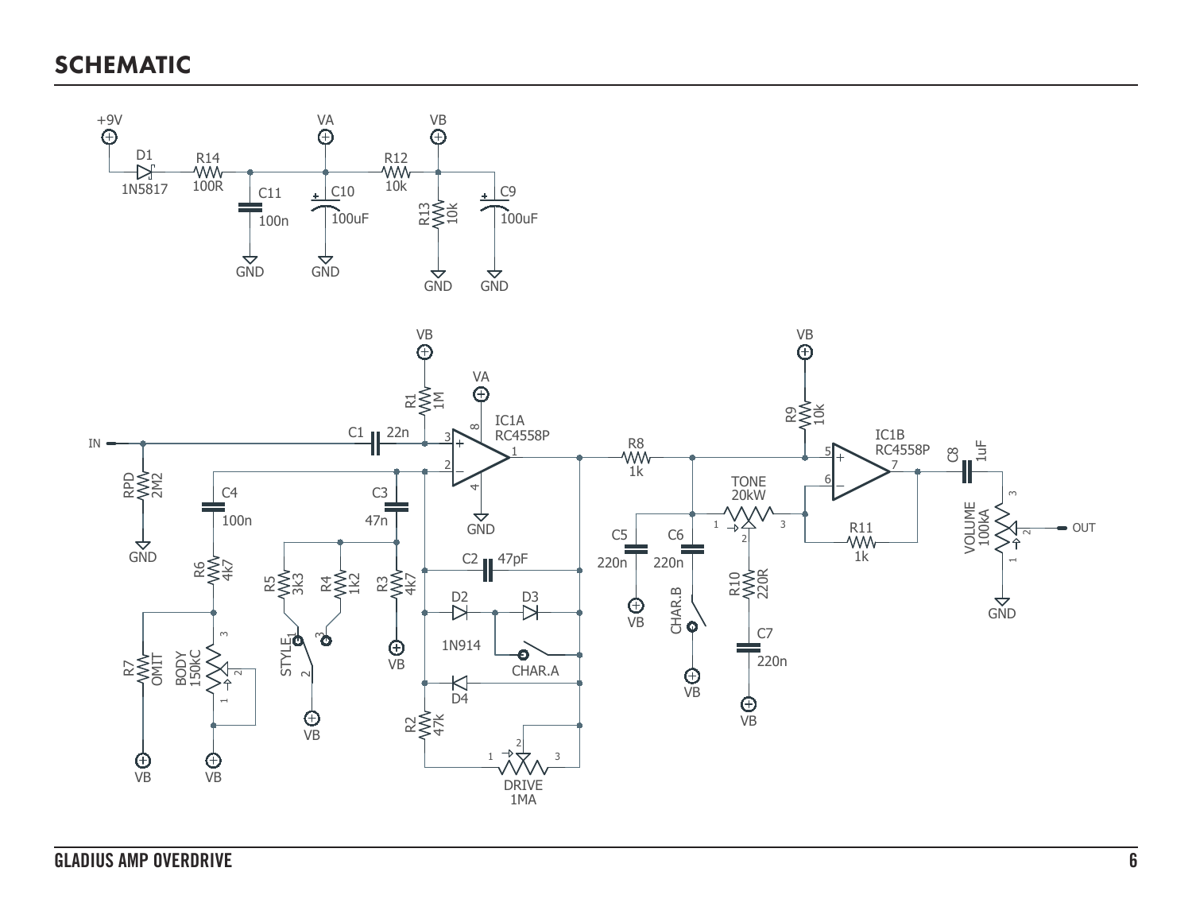# SCHEMATIC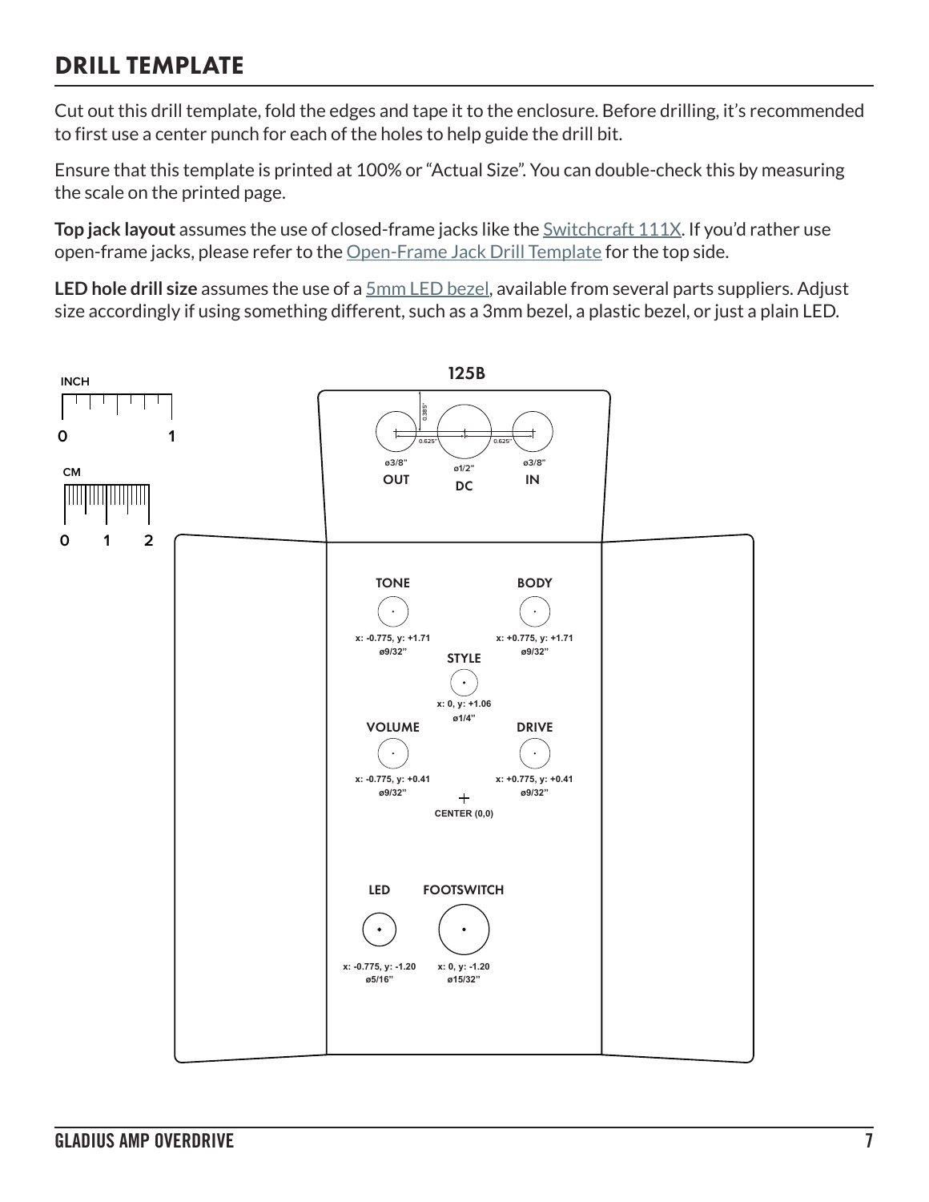# DRILL TEMPLATE

Cut out this drill template, fold the edges and tape it to the enclosure. Before drilling, it's recommended to first use a center punch for each of the holes to help guide the drill bit.

Ensure that this template is printed at 100% or "Actual Size". You can double-check this by measuring the scale on the printed page.

**Top jack layout** assumes the use of closed-frame jacks like the Switchcraft 111X. If you'd rather use open-frame jacks, please refer to the Open-Frame Jack Drill Template for the top side.

**LED hole drill size** assumes the use of a 5mm LED bezel, available from several parts suppliers. Adjust size accordingly if using something different, such as a 3mm bezel, a plastic bezel, or just a plain LED.

INCH

0 1

CM

0 1 2

125B

0.385"

0.625" 0.625"

ø3/8" OUT

ø1/2" DC

ø3/8" IN

TONE
x: -0.775, y: +1.71
ø9/32"

BODY
x: +0.775, y: +1.71
ø9/32"

STYLE
x: 0, y: +1.06
ø1/4"

VOLUME
x: -0.775, y: +0.41
ø9/32"

DRIVE
x: +0.775, y: +0.41
ø9/32"

CENTER (0,0)

LED
x: -0.775, y: -1.20
ø5/16"

FOOTSWITCH
x: 0, y: -1.20
ø15/32"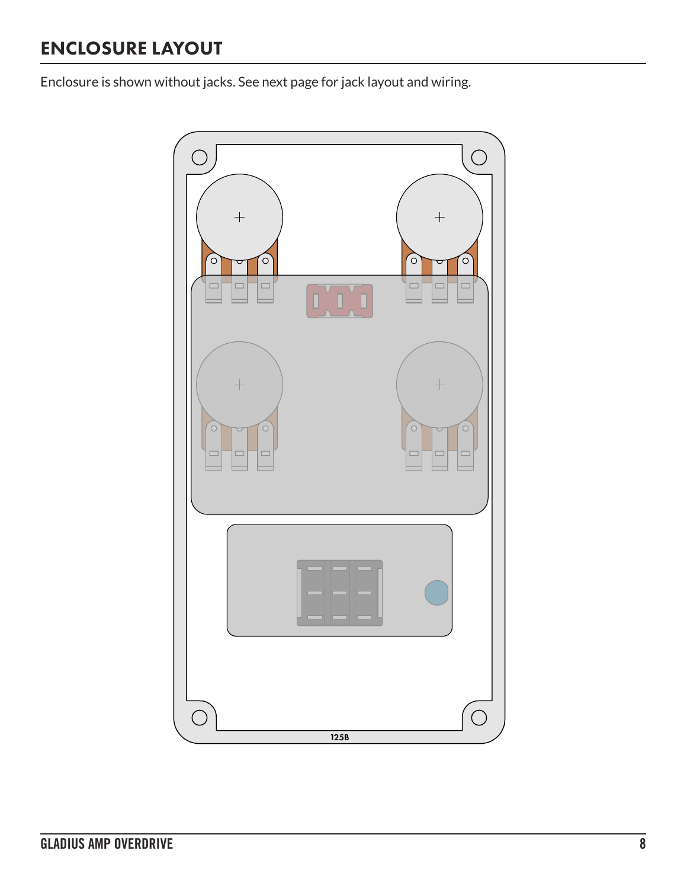## ENCLOSURE LAYOUT

Enclosure is shown without jacks. See next page for jack layout and wiring.

125B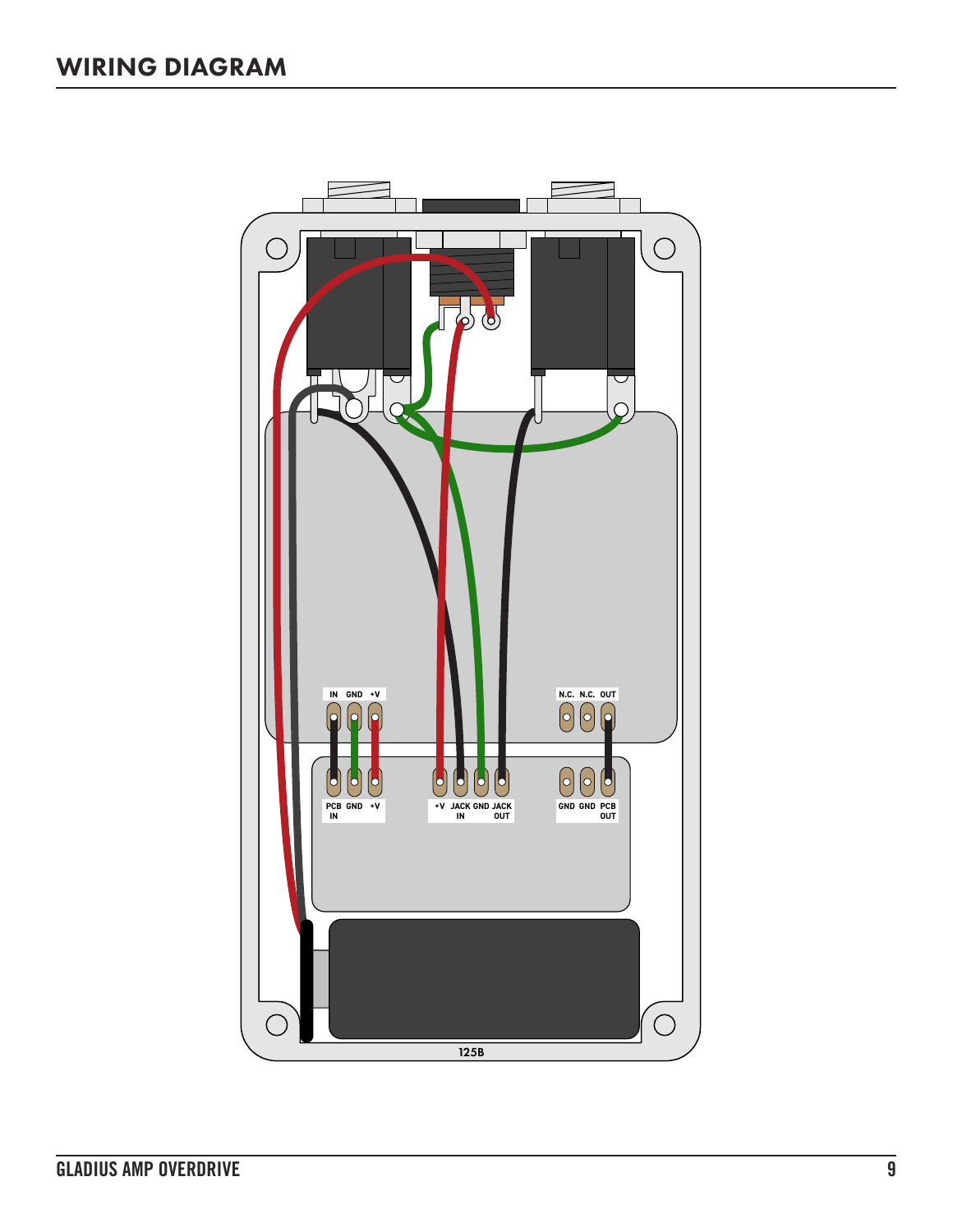# WIRING DIAGRAM

IN GND +V

N.C. N.C. OUT

PCB IN GND +V

+V JACK IN GND JACK OUT

GND GND PCB OUT

125B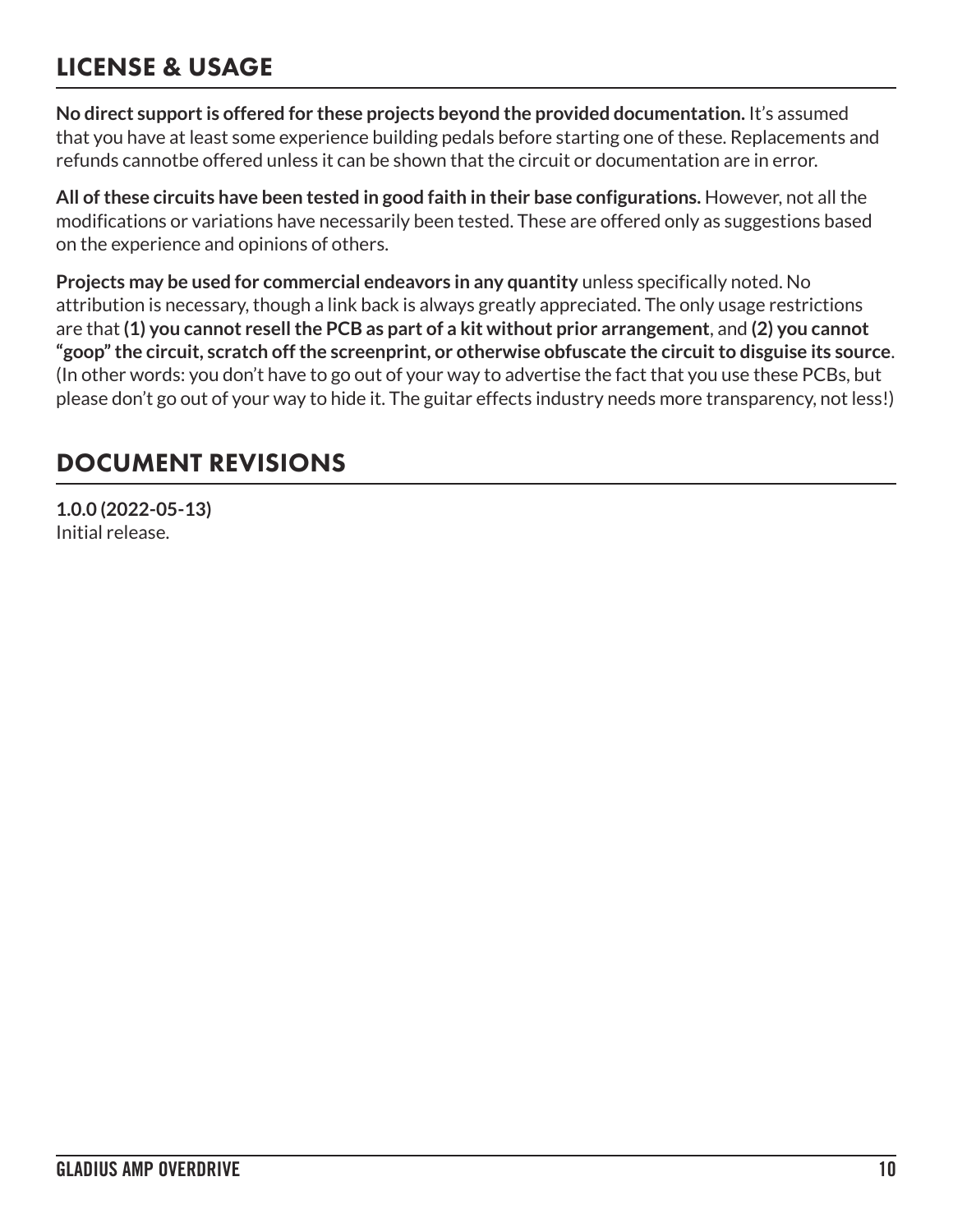## LICENSE & USAGE

**No direct support is offered for these projects beyond the provided documentation.** It's assumed that you have at least some experience building pedals before starting one of these. Replacements and refunds cannotbe offered unless it can be shown that the circuit or documentation are in error.

**All of these circuits have been tested in good faith in their base configurations.** However, not all the modifications or variations have necessarily been tested. These are offered only as suggestions based on the experience and opinions of others.

**Projects may be used for commercial endeavors in any quantity** unless specifically noted. No attribution is necessary, though a link back is always greatly appreciated. The only usage restrictions are that **(1) you cannot resell the PCB as part of a kit without prior arrangement**, and **(2) you cannot "goop" the circuit, scratch off the screenprint, or otherwise obfuscate the circuit to disguise its source**. (In other words: you don't have to go out of your way to advertise the fact that you use these PCBs, but please don't go out of your way to hide it. The guitar effects industry needs more transparency, not less!)

## DOCUMENT REVISIONS

**1.0.0 (2022-05-13)**
Initial release.